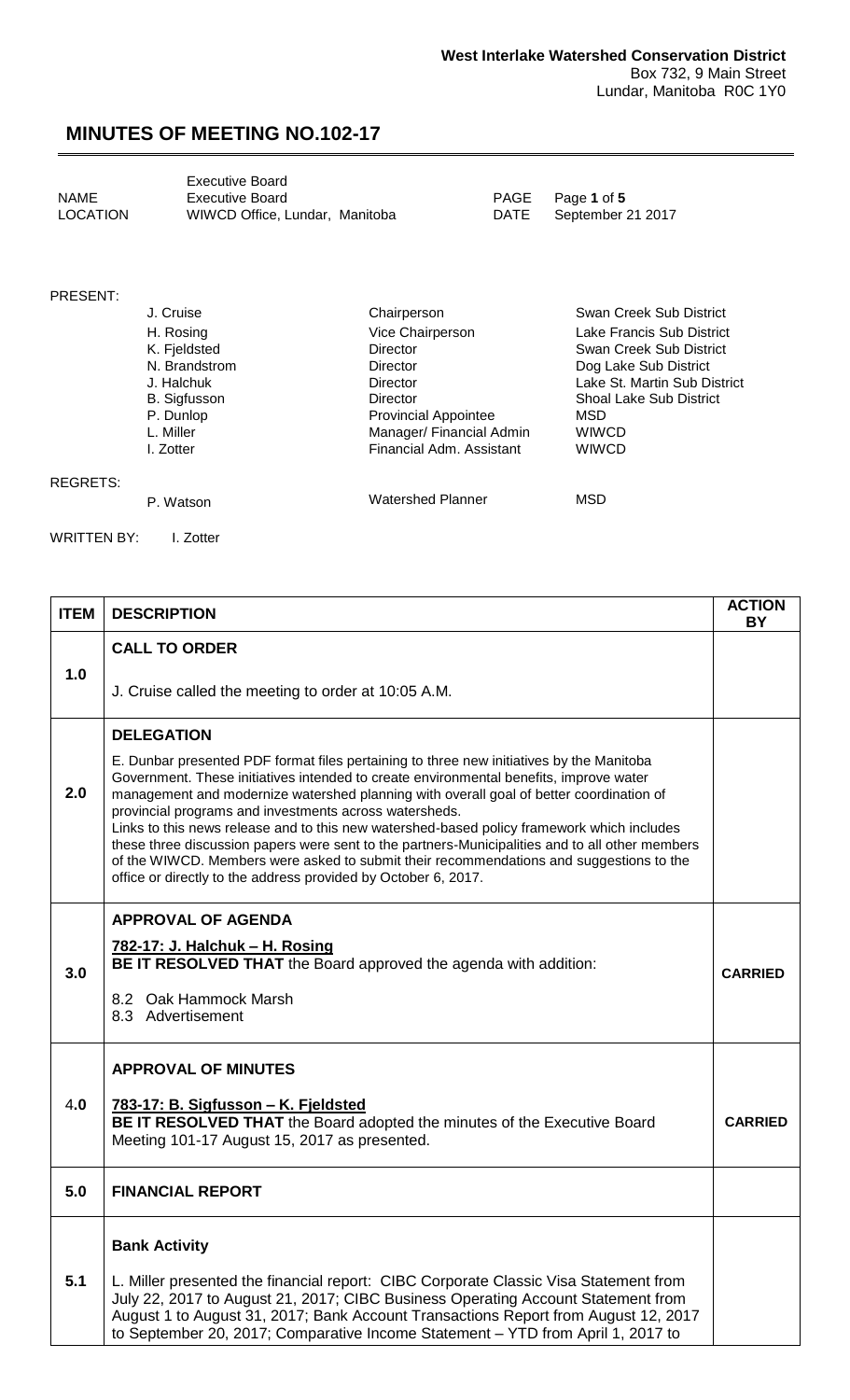**West Interlake Watershed Conservation District**
Box 732, 9 Main Street
Lundar, Manitoba R0C 1Y0

# MINUTES OF MEETING NO.102-17

| | | | |
|---|---|---|---|
| NAME | Executive Board<br>Executive Board | PAGE | Page **1** of **5** |
| LOCATION | WIWCD Office, Lundar, Manitoba | DATE | September 21 2017 |

PRESENT:

| | | |
|---|---|---|
| J. Cruise | Chairperson | Swan Creek Sub District |
| H. Rosing | Vice Chairperson | Lake Francis Sub District |
| K. Fjeldsted | Director | Swan Creek Sub District |
| N. Brandstrom | Director | Dog Lake Sub District |
| J. Halchuk | Director | Lake St. Martin Sub District |
| B. Sigfusson | Director | Shoal Lake Sub District |
| P. Dunlop | Provincial Appointee | MSD |
| L. Miller | Manager/ Financial Admin | WIWCD |
| I. Zotter | Financial Adm. Assistant | WIWCD |

REGRETS:

| | | |
|---|---|---|
| P. Watson | Watershed Planner | MSD |

WRITTEN BY: I. Zotter

| ITEM | DESCRIPTION | ACTION BY |
|---|---|---|
| 1.0 | **CALL TO ORDER**<br><br>J. Cruise called the meeting to order at 10:05 A.M. | |
| 2.0 | **DELEGATION**<br><br>E. Dunbar presented PDF format files pertaining to three new initiatives by the Manitoba Government. These initiatives intended to create environmental benefits, improve water management and modernize watershed planning with overall goal of better coordination of provincial programs and investments across watersheds.<br>Links to this news release and to this new watershed-based policy framework which includes these three discussion papers were sent to the partners-Municipalities and to all other members of the WIWCD. Members were asked to submit their recommendations and suggestions to the office or directly to the address provided by October 6, 2017. | |
| 3.0 | **APPROVAL OF AGENDA**<br><br>**782-17: J. Halchuk – H. Rosing**<br>**BE IT RESOLVED THAT** the Board approved the agenda with addition:<br><br>8.2 Oak Hammock Marsh<br>8.3 Advertisement | **CARRIED** |
| 4.0 | **APPROVAL OF MINUTES**<br><br>**783-17: B. Sigfusson – K. Fjeldsted**<br>**BE IT RESOLVED THAT** the Board adopted the minutes of the Executive Board Meeting 101-17 August 15, 2017 as presented. | **CARRIED** |
| 5.0 | **FINANCIAL REPORT** | |
| 5.1 | **Bank Activity**<br><br>L. Miller presented the financial report: CIBC Corporate Classic Visa Statement from July 22, 2017 to August 21, 2017; CIBC Business Operating Account Statement from August 1 to August 31, 2017; Bank Account Transactions Report from August 12, 2017 to September 20, 2017; Comparative Income Statement – YTD from April 1, 2017 to | |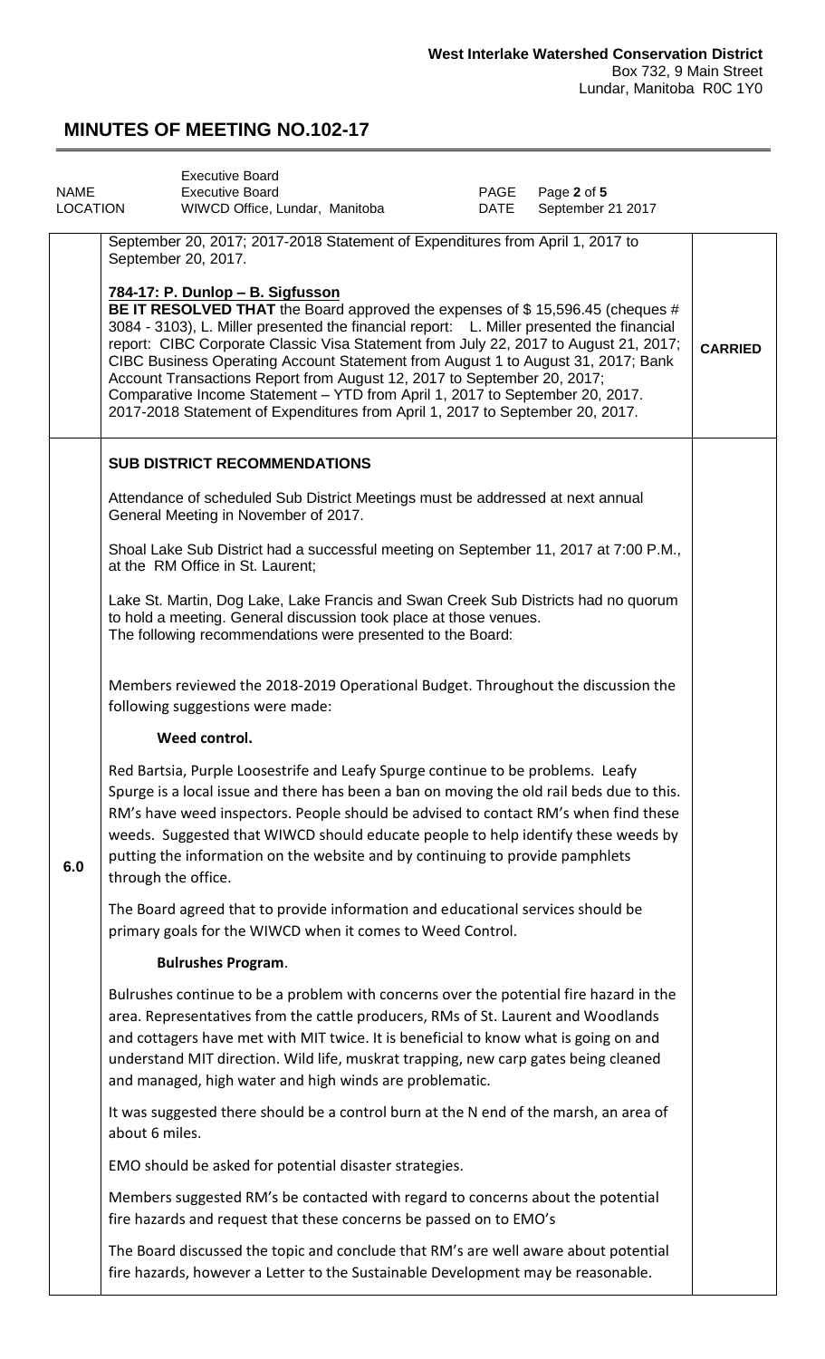| | | |
|---|---|---|
| | September 20, 2017; 2017-2018 Statement of Expenditures from April 1, 2017 to September 20, 2017.<br><br>**784-17: P. Dunlop – B. Sigfusson**<br>**BE IT RESOLVED THAT** the Board approved the expenses of $ 15,596.45 (cheques # 3084 - 3103), L. Miller presented the financial report: L. Miller presented the financial report: CIBC Corporate Classic Visa Statement from July 22, 2017 to August 21, 2017; CIBC Business Operating Account Statement from August 1 to August 31, 2017; Bank Account Transactions Report from August 12, 2017 to September 20, 2017; Comparative Income Statement – YTD from April 1, 2017 to September 20, 2017. 2017-2018 Statement of Expenditures from April 1, 2017 to September 20, 2017. | **CARRIED** |
| **6.0** | **SUB DISTRICT RECOMMENDATIONS**<br><br>Attendance of scheduled Sub District Meetings must be addressed at next annual General Meeting in November of 2017.<br><br>Shoal Lake Sub District had a successful meeting on September 11, 2017 at 7:00 P.M., at the RM Office in St. Laurent;<br><br>Lake St. Martin, Dog Lake, Lake Francis and Swan Creek Sub Districts had no quorum to hold a meeting. General discussion took place at those venues. The following recommendations were presented to the Board:<br><br>Members reviewed the 2018-2019 Operational Budget. Throughout the discussion the following suggestions were made:<br><br>**Weed control.**<br><br>Red Bartsia, Purple Loosestrife and Leafy Spurge continue to be problems. Leafy Spurge is a local issue and there has been a ban on moving the old rail beds due to this. RM's have weed inspectors. People should be advised to contact RM's when find these weeds. Suggested that WIWCD should educate people to help identify these weeds by putting the information on the website and by continuing to provide pamphlets through the office.<br><br>The Board agreed that to provide information and educational services should be primary goals for the WIWCD when it comes to Weed Control.<br><br>**Bulrushes Program**.<br><br>Bulrushes continue to be a problem with concerns over the potential fire hazard in the area. Representatives from the cattle producers, RMs of St. Laurent and Woodlands and cottagers have met with MIT twice. It is beneficial to know what is going on and understand MIT direction. Wild life, muskrat trapping, new carp gates being cleaned and managed, high water and high winds are problematic.<br><br>It was suggested there should be a control burn at the N end of the marsh, an area of about 6 miles.<br><br>EMO should be asked for potential disaster strategies.<br><br>Members suggested RM's be contacted with regard to concerns about the potential fire hazards and request that these concerns be passed on to EMO's<br><br>The Board discussed the topic and conclude that RM's are well aware about potential fire hazards, however a Letter to the Sustainable Development may be reasonable. | |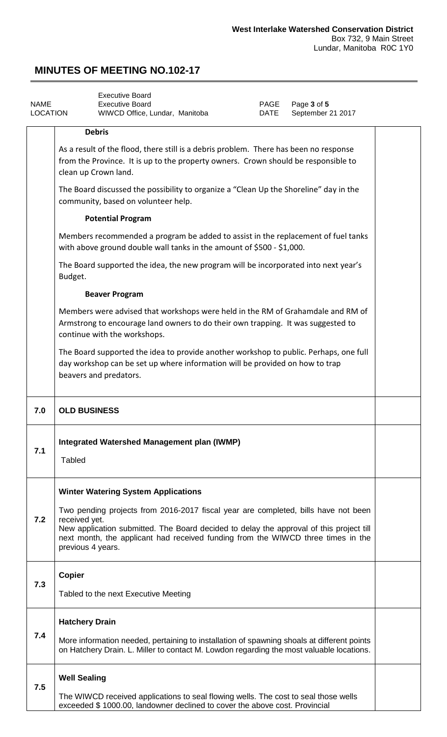**West Interlake Watershed Conservation District**
Box 732, 9 Main Street
Lundar, Manitoba R0C 1Y0

## MINUTES OF MEETING NO.102-17

| | | | |
|---|---|---|---|
| NAME | Executive Board<br>Executive Board | PAGE | Page **3** of **5** |
| LOCATION | WIWCD Office, Lundar, Manitoba | DATE | September 21 2017 |

| | | |
|---|---|---|
| | **Debris**<br><br>As a result of the flood, there still is a debris problem. There has been no response from the Province. It is up to the property owners. Crown should be responsible to clean up Crown land.<br><br>The Board discussed the possibility to organize a "Clean Up the Shoreline" day in the community, based on volunteer help.<br><br>**Potential Program**<br><br>Members recommended a program be added to assist in the replacement of fuel tanks with above ground double wall tanks in the amount of $500 - $1,000.<br><br>The Board supported the idea, the new program will be incorporated into next year's Budget.<br><br>**Beaver Program**<br><br>Members were advised that workshops were held in the RM of Grahamdale and RM of Armstrong to encourage land owners to do their own trapping. It was suggested to continue with the workshops.<br><br>The Board supported the idea to provide another workshop to public. Perhaps, one full day workshop can be set up where information will be provided on how to trap beavers and predators. | |
| **7.0** | **OLD BUSINESS** | |
| **7.1** | **Integrated Watershed Management plan (IWMP)**<br><br>Tabled | |
| **7.2** | **Winter Watering System Applications**<br><br>Two pending projects from 2016-2017 fiscal year are completed, bills have not been received yet.<br>New application submitted. The Board decided to delay the approval of this project till next month, the applicant had received funding from the WIWCD three times in the previous 4 years. | |
| **7.3** | **Copier**<br><br>Tabled to the next Executive Meeting | |
| **7.4** | **Hatchery Drain**<br><br>More information needed, pertaining to installation of spawning shoals at different points on Hatchery Drain. L. Miller to contact M. Lowdon regarding the most valuable locations. | |
| **7.5** | **Well Sealing**<br><br>The WIWCD received applications to seal flowing wells. The cost to seal those wells exceeded $ 1000.00, landowner declined to cover the above cost. Provincial | |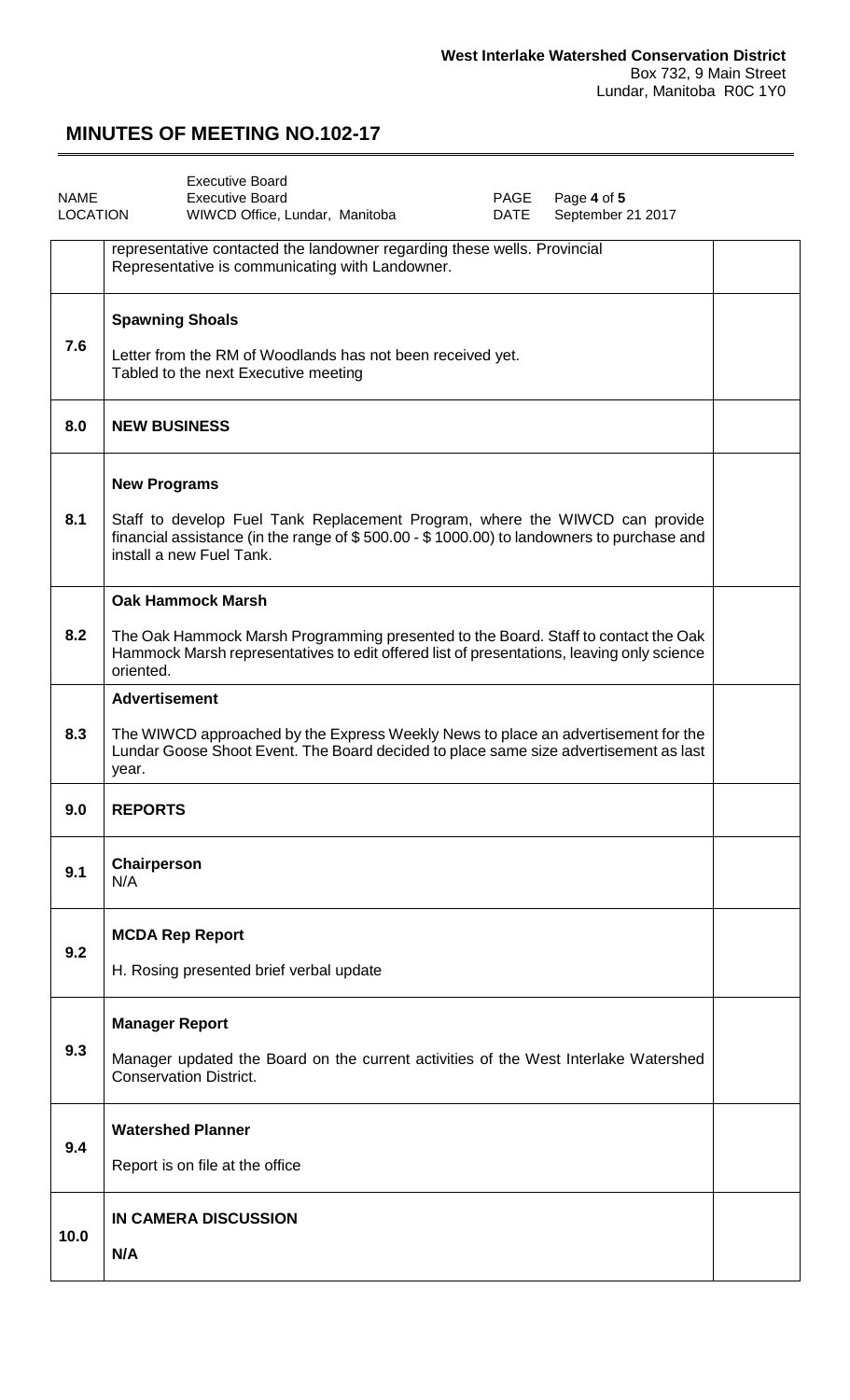**West Interlake Watershed Conservation District**
Box 732, 9 Main Street
Lundar, Manitoba R0C 1Y0

# MINUTES OF MEETING NO.102-17

| NAME | Executive Board | PAGE | Page **4** of **5** |
|---|---|---|---|
| LOCATION | WIWCD Office, Lundar, Manitoba | DATE | September 21 2017 |

| | | |
|---|---|---|
| | representative contacted the landowner regarding these wells. Provincial Representative is communicating with Landowner. | |
| 7.6 | **Spawning Shoals**<br><br>Letter from the RM of Woodlands has not been received yet.<br>Tabled to the next Executive meeting | |
| 8.0 | **NEW BUSINESS** | |
| 8.1 | **New Programs**<br><br>Staff to develop Fuel Tank Replacement Program, where the WIWCD can provide financial assistance (in the range of $ 500.00 - $ 1000.00) to landowners to purchase and install a new Fuel Tank. | |
| 8.2 | **Oak Hammock Marsh**<br><br>The Oak Hammock Marsh Programming presented to the Board. Staff to contact the Oak Hammock Marsh representatives to edit offered list of presentations, leaving only science oriented. | |
| 8.3 | **Advertisement**<br><br>The WIWCD approached by the Express Weekly News to place an advertisement for the Lundar Goose Shoot Event. The Board decided to place same size advertisement as last year. | |
| 9.0 | **REPORTS** | |
| 9.1 | **Chairperson**<br>N/A | |
| 9.2 | **MCDA Rep Report**<br><br>H. Rosing presented brief verbal update | |
| 9.3 | **Manager Report**<br><br>Manager updated the Board on the current activities of the West Interlake Watershed Conservation District. | |
| 9.4 | **Watershed Planner**<br><br>Report is on file at the office | |
| 10.0 | **IN CAMERA DISCUSSION**<br><br>**N/A** | |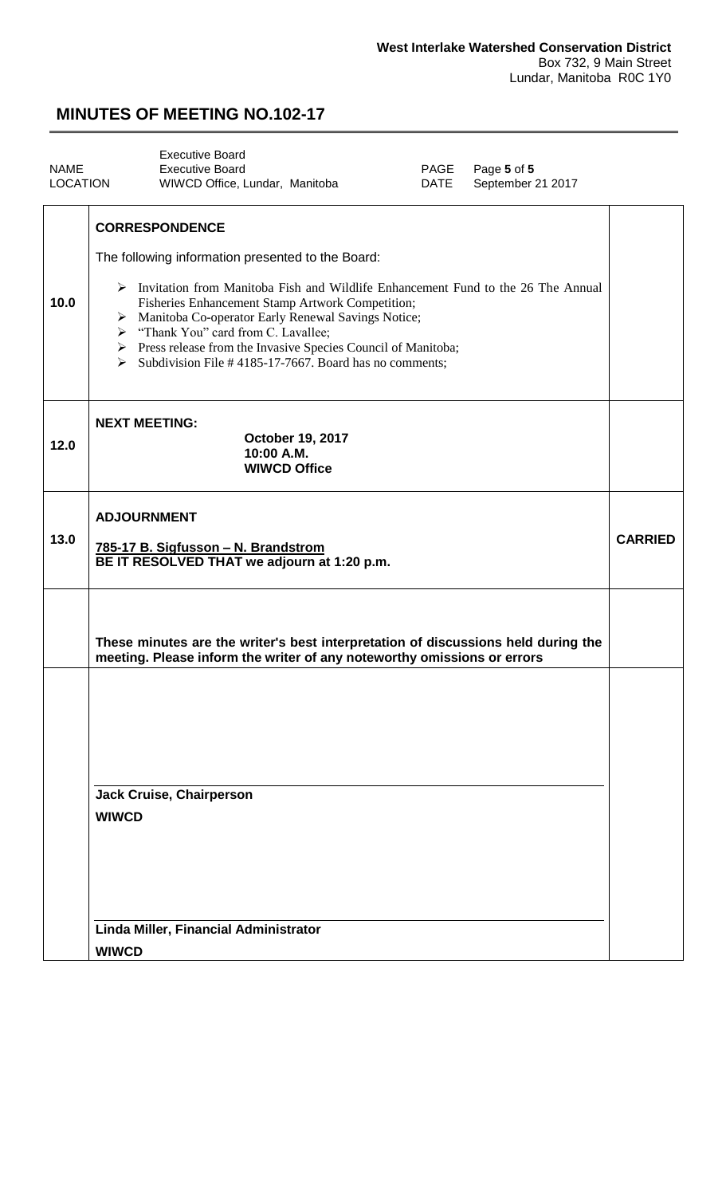**West Interlake Watershed Conservation District**
Box 732, 9 Main Street
Lundar, Manitoba R0C 1Y0

# MINUTES OF MEETING NO.102-17

| | | | |
|---|---|---|---|
| NAME | Executive Board<br>Executive Board | PAGE | Page **5** of **5** |
| LOCATION | WIWCD Office, Lundar, Manitoba | DATE | September 21 2017 |

| | | |
|---|---|---|
| 10.0 | **CORRESPONDENCE**<br><br>The following information presented to the Board:<br><br>➢ Invitation from Manitoba Fish and Wildlife Enhancement Fund to the 26 The Annual Fisheries Enhancement Stamp Artwork Competition;<br>➢ Manitoba Co-operator Early Renewal Savings Notice;<br>➢ "Thank You" card from C. Lavallee;<br>➢ Press release from the Invasive Species Council of Manitoba;<br>➢ Subdivision File # 4185-17-7667. Board has no comments; | |
| 12.0 | **NEXT MEETING:**<br>**October 19, 2017**<br>**10:00 A.M.**<br>**WIWCD Office** | |
| 13.0 | **ADJOURNMENT**<br><br>**785-17 B. Sigfusson – N. Brandstrom**<br>**BE IT RESOLVED THAT we adjourn at 1:20 p.m.** | **CARRIED** |
| | **These minutes are the writer's best interpretation of discussions held during the meeting. Please inform the writer of any noteworthy omissions or errors** | |
| | **Jack Cruise, Chairperson**<br>**WIWCD**<br><br>**Linda Miller, Financial Administrator**<br>**WIWCD** | |